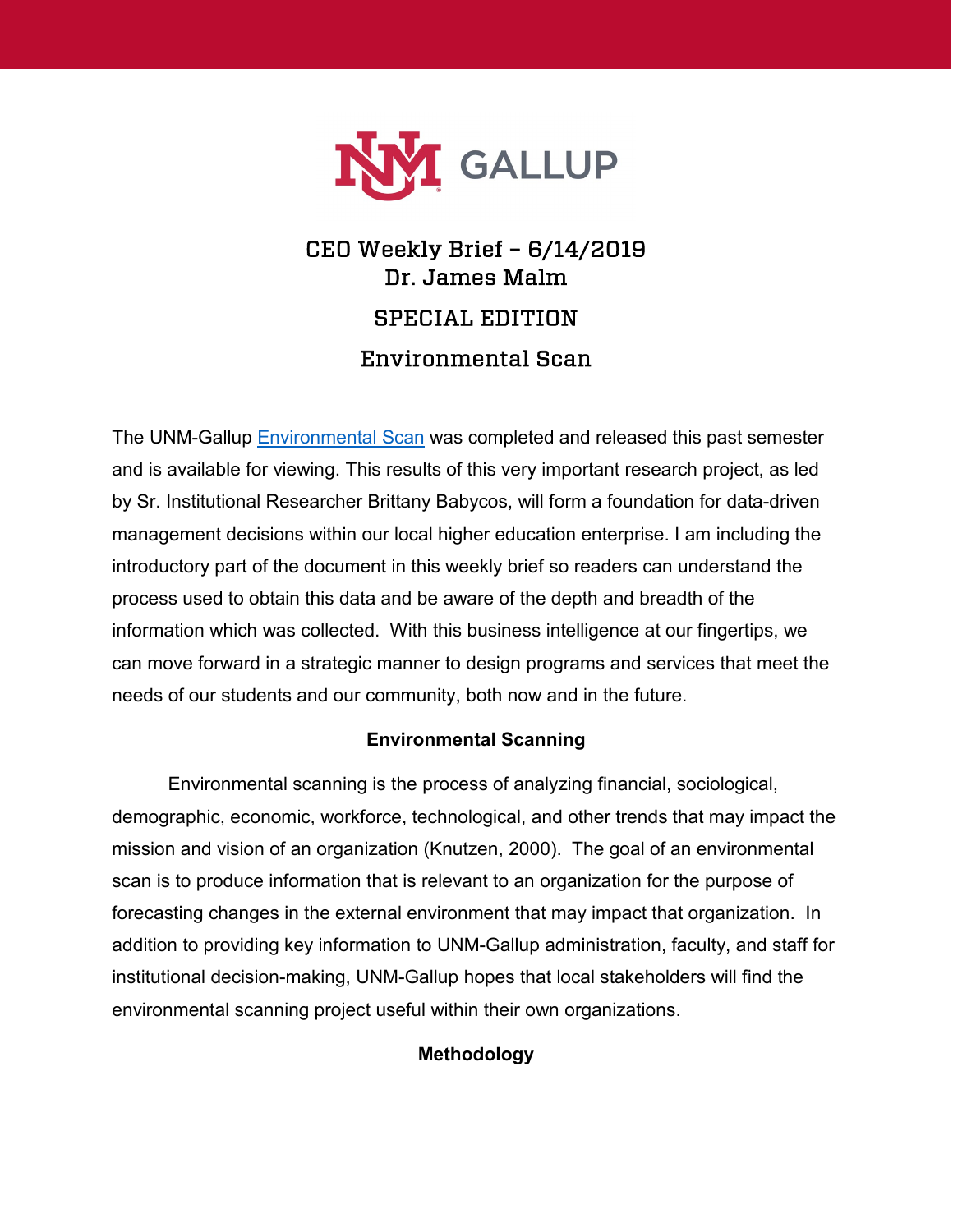# CEO Weekly Brief – 6/14/2019
## Dr. James Malm
## SPECIAL EDITION
## Environmental Scan

The UNM-Gallup [Environmental Scan](#) was completed and released this past semester and is available for viewing. This results of this very important research project, as led by Sr. Institutional Researcher Brittany Babycos, will form a foundation for data-driven management decisions within our local higher education enterprise. I am including the introductory part of the document in this weekly brief so readers can understand the process used to obtain this data and be aware of the depth and breadth of the information which was collected. With this business intelligence at our fingertips, we can move forward in a strategic manner to design programs and services that meet the needs of our students and our community, both now and in the future.

### Environmental Scanning

Environmental scanning is the process of analyzing financial, sociological, demographic, economic, workforce, technological, and other trends that may impact the mission and vision of an organization (Knutzen, 2000). The goal of an environmental scan is to produce information that is relevant to an organization for the purpose of forecasting changes in the external environment that may impact that organization. In addition to providing key information to UNM-Gallup administration, faculty, and staff for institutional decision-making, UNM-Gallup hopes that local stakeholders will find the environmental scanning project useful within their own organizations.

### Methodology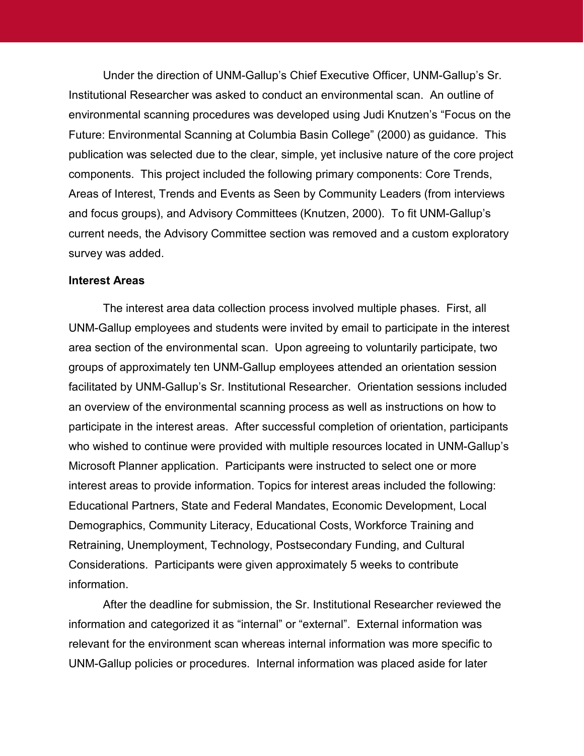Under the direction of UNM-Gallup's Chief Executive Officer, UNM-Gallup's Sr. Institutional Researcher was asked to conduct an environmental scan. An outline of environmental scanning procedures was developed using Judi Knutzen's "Focus on the Future: Environmental Scanning at Columbia Basin College" (2000) as guidance. This publication was selected due to the clear, simple, yet inclusive nature of the core project components. This project included the following primary components: Core Trends, Areas of Interest, Trends and Events as Seen by Community Leaders (from interviews and focus groups), and Advisory Committees (Knutzen, 2000). To fit UNM-Gallup's current needs, the Advisory Committee section was removed and a custom exploratory survey was added.

**Interest Areas**

The interest area data collection process involved multiple phases. First, all UNM-Gallup employees and students were invited by email to participate in the interest area section of the environmental scan. Upon agreeing to voluntarily participate, two groups of approximately ten UNM-Gallup employees attended an orientation session facilitated by UNM-Gallup's Sr. Institutional Researcher. Orientation sessions included an overview of the environmental scanning process as well as instructions on how to participate in the interest areas. After successful completion of orientation, participants who wished to continue were provided with multiple resources located in UNM-Gallup's Microsoft Planner application. Participants were instructed to select one or more interest areas to provide information. Topics for interest areas included the following: Educational Partners, State and Federal Mandates, Economic Development, Local Demographics, Community Literacy, Educational Costs, Workforce Training and Retraining, Unemployment, Technology, Postsecondary Funding, and Cultural Considerations. Participants were given approximately 5 weeks to contribute information.

After the deadline for submission, the Sr. Institutional Researcher reviewed the information and categorized it as "internal" or "external". External information was relevant for the environment scan whereas internal information was more specific to UNM-Gallup policies or procedures. Internal information was placed aside for later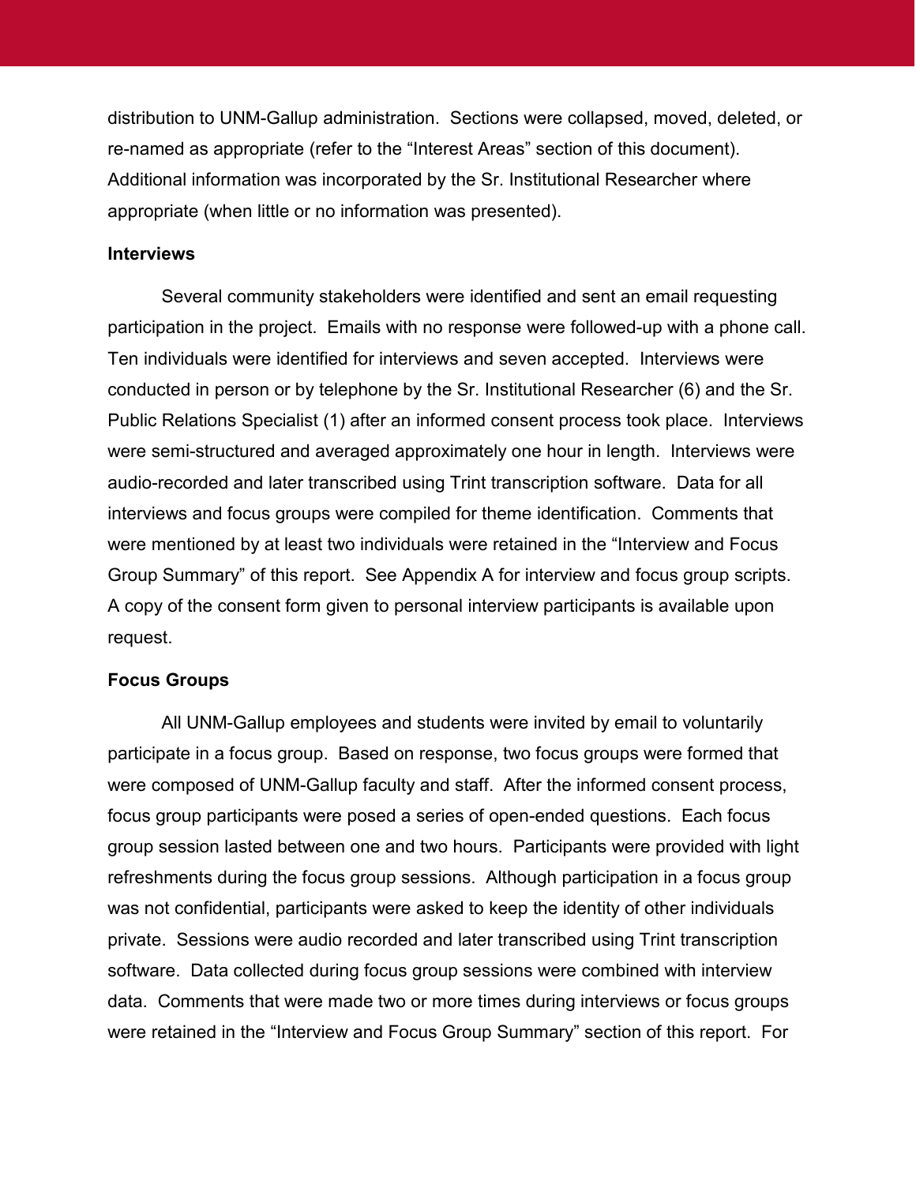distribution to UNM-Gallup administration. Sections were collapsed, moved, deleted, or re-named as appropriate (refer to the "Interest Areas" section of this document). Additional information was incorporated by the Sr. Institutional Researcher where appropriate (when little or no information was presented).

### Interviews

Several community stakeholders were identified and sent an email requesting participation in the project. Emails with no response were followed-up with a phone call. Ten individuals were identified for interviews and seven accepted. Interviews were conducted in person or by telephone by the Sr. Institutional Researcher (6) and the Sr. Public Relations Specialist (1) after an informed consent process took place. Interviews were semi-structured and averaged approximately one hour in length. Interviews were audio-recorded and later transcribed using Trint transcription software. Data for all interviews and focus groups were compiled for theme identification. Comments that were mentioned by at least two individuals were retained in the "Interview and Focus Group Summary" of this report. See Appendix A for interview and focus group scripts. A copy of the consent form given to personal interview participants is available upon request.

### Focus Groups

All UNM-Gallup employees and students were invited by email to voluntarily participate in a focus group. Based on response, two focus groups were formed that were composed of UNM-Gallup faculty and staff. After the informed consent process, focus group participants were posed a series of open-ended questions. Each focus group session lasted between one and two hours. Participants were provided with light refreshments during the focus group sessions. Although participation in a focus group was not confidential, participants were asked to keep the identity of other individuals private. Sessions were audio recorded and later transcribed using Trint transcription software. Data collected during focus group sessions were combined with interview data. Comments that were made two or more times during interviews or focus groups were retained in the "Interview and Focus Group Summary" section of this report. For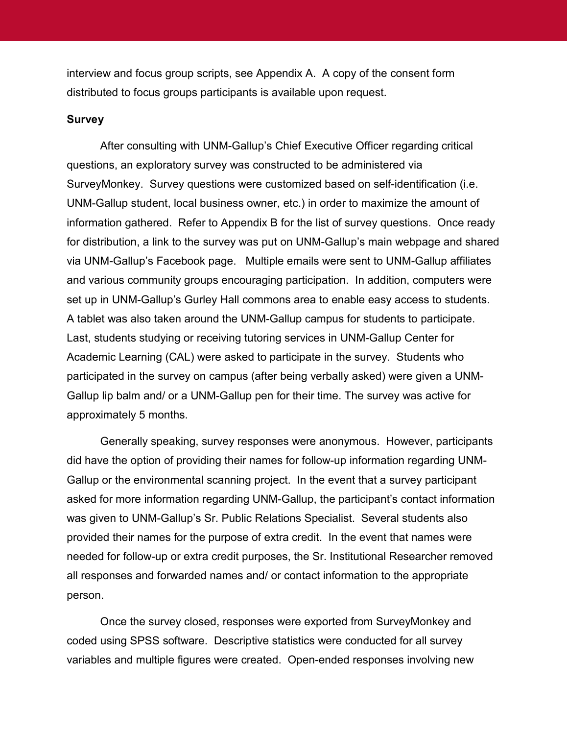interview and focus group scripts, see Appendix A. A copy of the consent form distributed to focus groups participants is available upon request.

**Survey**

After consulting with UNM-Gallup's Chief Executive Officer regarding critical questions, an exploratory survey was constructed to be administered via SurveyMonkey. Survey questions were customized based on self-identification (i.e. UNM-Gallup student, local business owner, etc.) in order to maximize the amount of information gathered. Refer to Appendix B for the list of survey questions. Once ready for distribution, a link to the survey was put on UNM-Gallup's main webpage and shared via UNM-Gallup's Facebook page. Multiple emails were sent to UNM-Gallup affiliates and various community groups encouraging participation. In addition, computers were set up in UNM-Gallup's Gurley Hall commons area to enable easy access to students. A tablet was also taken around the UNM-Gallup campus for students to participate. Last, students studying or receiving tutoring services in UNM-Gallup Center for Academic Learning (CAL) were asked to participate in the survey. Students who participated in the survey on campus (after being verbally asked) were given a UNM-Gallup lip balm and/ or a UNM-Gallup pen for their time. The survey was active for approximately 5 months.

Generally speaking, survey responses were anonymous. However, participants did have the option of providing their names for follow-up information regarding UNM-Gallup or the environmental scanning project. In the event that a survey participant asked for more information regarding UNM-Gallup, the participant's contact information was given to UNM-Gallup's Sr. Public Relations Specialist. Several students also provided their names for the purpose of extra credit. In the event that names were needed for follow-up or extra credit purposes, the Sr. Institutional Researcher removed all responses and forwarded names and/ or contact information to the appropriate person.

Once the survey closed, responses were exported from SurveyMonkey and coded using SPSS software. Descriptive statistics were conducted for all survey variables and multiple figures were created. Open-ended responses involving new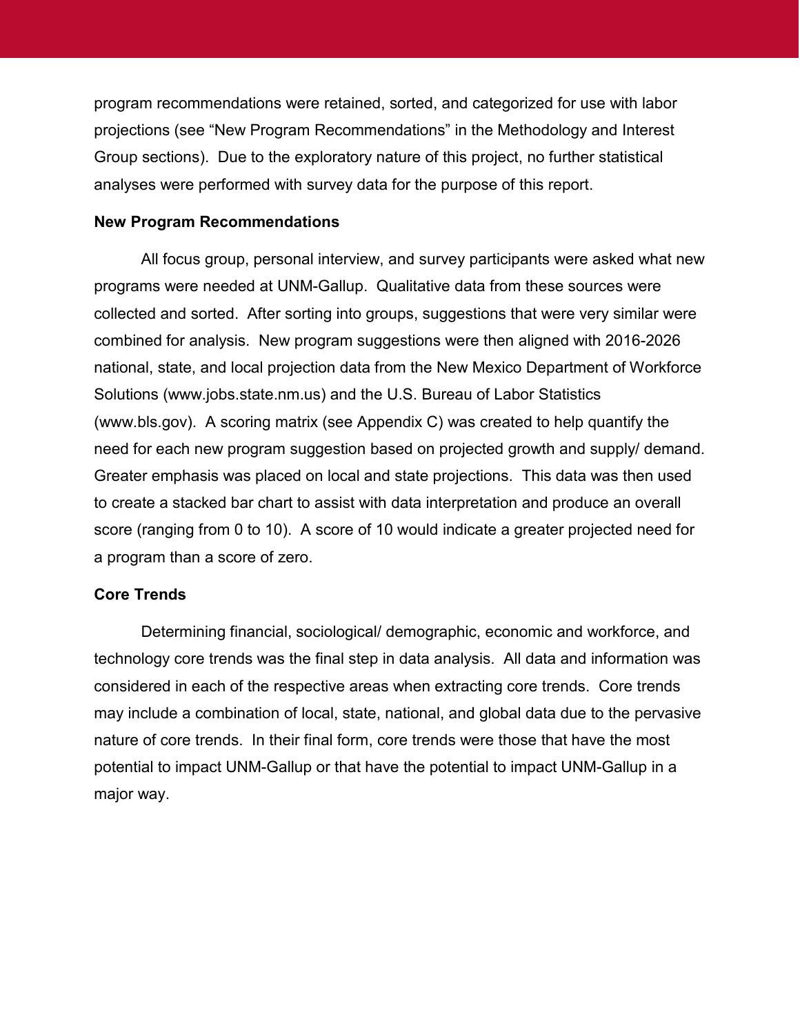program recommendations were retained, sorted, and categorized for use with labor projections (see "New Program Recommendations" in the Methodology and Interest Group sections). Due to the exploratory nature of this project, no further statistical analyses were performed with survey data for the purpose of this report.

**New Program Recommendations**

All focus group, personal interview, and survey participants were asked what new programs were needed at UNM-Gallup. Qualitative data from these sources were collected and sorted. After sorting into groups, suggestions that were very similar were combined for analysis. New program suggestions were then aligned with 2016-2026 national, state, and local projection data from the New Mexico Department of Workforce Solutions (www.jobs.state.nm.us) and the U.S. Bureau of Labor Statistics (www.bls.gov). A scoring matrix (see Appendix C) was created to help quantify the need for each new program suggestion based on projected growth and supply/ demand. Greater emphasis was placed on local and state projections. This data was then used to create a stacked bar chart to assist with data interpretation and produce an overall score (ranging from 0 to 10). A score of 10 would indicate a greater projected need for a program than a score of zero.

**Core Trends**

Determining financial, sociological/ demographic, economic and workforce, and technology core trends was the final step in data analysis. All data and information was considered in each of the respective areas when extracting core trends. Core trends may include a combination of local, state, national, and global data due to the pervasive nature of core trends. In their final form, core trends were those that have the most potential to impact UNM-Gallup or that have the potential to impact UNM-Gallup in a major way.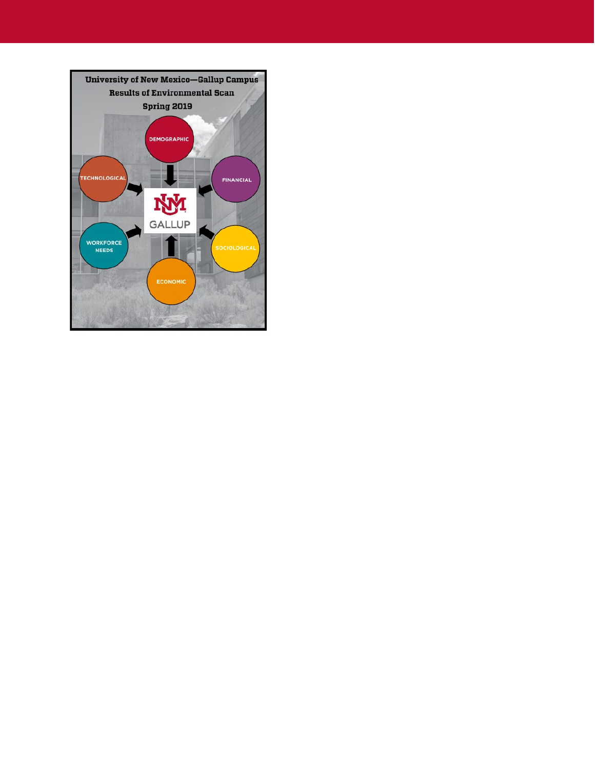University of New Mexico—Gallup Campus

Results of Environmental Scan

Spring 2019

DEMOGRAPHIC

FINANCIAL

SOCIOLOGICAL

ECONOMIC

WORKFORCE NEEDS

TECHNOLOGICAL

UNM GALLUP